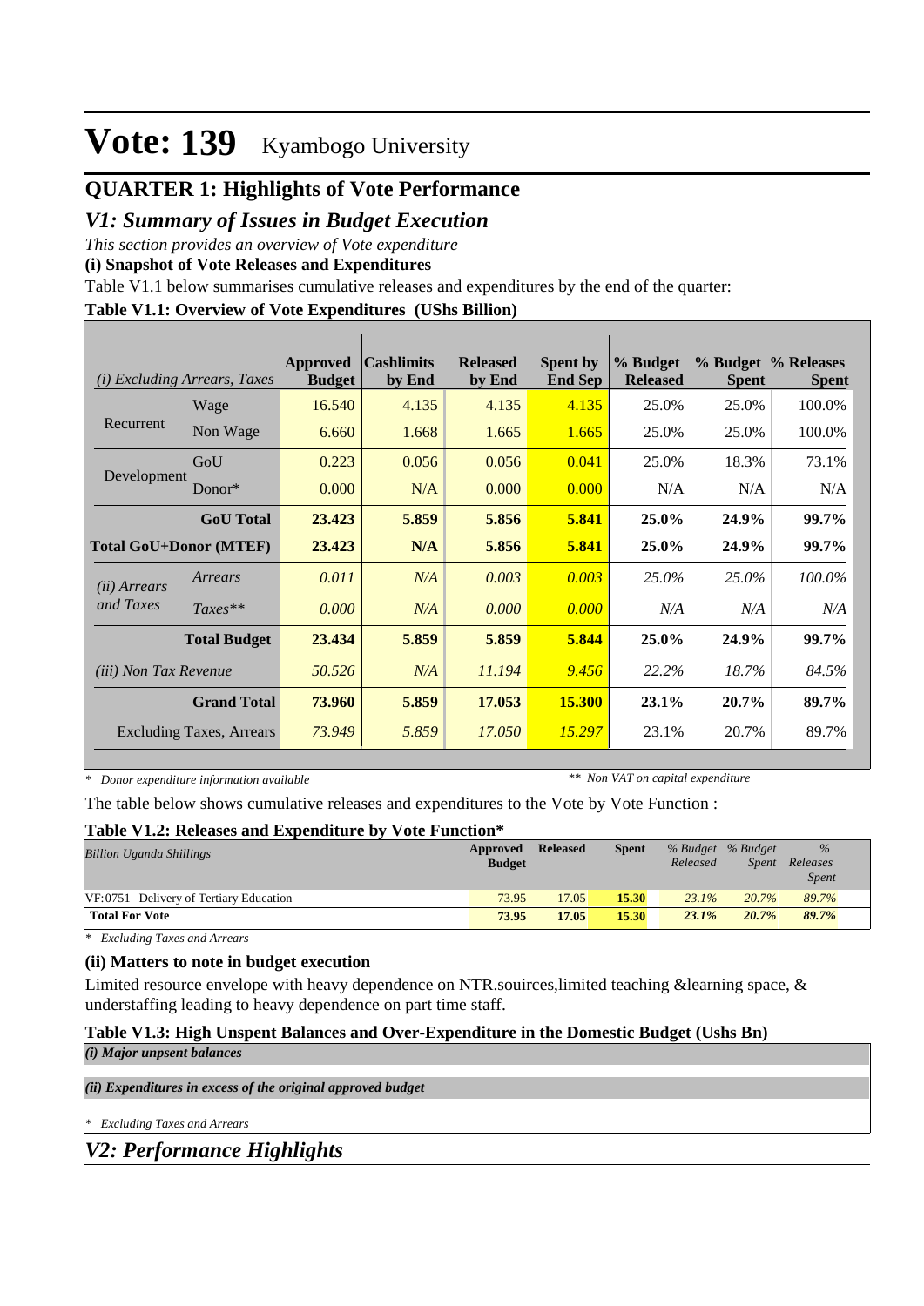# Vote: 139 Kyambogo University

## QUARTER 1: Highlights of Vote Performance

## *V1: Summary of Issues in Budget Execution*

*This section provides an overview of Vote expenditure*

**(i) Snapshot of Vote Releases and Expenditures**

Table V1.1 below summarises cumulative releases and expenditures by the end of the quarter:

**Table V1.1: Overview of Vote Expenditures (UShs Billion)**

| *(i) Excluding Arrears, Taxes* | | Approved Budget | Cashlimits by End | Released by End | Spent by End Sep | % Budget Released | % Budget Spent | % Releases Spent |
|---|---|---|---|---|---|---|---|---|
| Recurrent | Wage | 16.540 | 4.135 | 4.135 | 4.135 | 25.0% | 25.0% | 100.0% |
| | Non Wage | 6.660 | 1.668 | 1.665 | 1.665 | 25.0% | 25.0% | 100.0% |
| Development | GoU | 0.223 | 0.056 | 0.056 | 0.041 | 25.0% | 18.3% | 73.1% |
| | Donor* | 0.000 | N/A | 0.000 | 0.000 | N/A | N/A | N/A |
| | **GoU Total** | **23.423** | **5.859** | **5.856** | **5.841** | **25.0%** | **24.9%** | **99.7%** |
| **Total GoU+Donor (MTEF)** | | **23.423** | **N/A** | **5.856** | **5.841** | **25.0%** | **24.9%** | **99.7%** |
| *(ii) Arrears and Taxes* | *Arrears* | *0.011* | *N/A* | *0.003* | *0.003* | *25.0%* | *25.0%* | *100.0%* |
| | *Taxes*** | *0.000* | *N/A* | *0.000* | *0.000* | *N/A* | *N/A* | *N/A* |
| | **Total Budget** | **23.434** | **5.859** | **5.859** | **5.844** | **25.0%** | **24.9%** | **99.7%** |
| *(iii) Non Tax Revenue* | | *50.526* | *N/A* | *11.194* | *9.456* | *22.2%* | *18.7%* | *84.5%* |
| | **Grand Total** | **73.960** | **5.859** | **17.053** | **15.300** | **23.1%** | **20.7%** | **89.7%** |
| | Excluding Taxes, Arrears | *73.949* | *5.859* | *17.050* | *15.297* | 23.1% | 20.7% | 89.7% |

*\* Donor expenditure information available* *\*\* Non VAT on capital expenditure*

The table below shows cumulative releases and expenditures to the Vote by Vote Function :

**Table V1.2: Releases and Expenditure by Vote Function\***

| *Billion Uganda Shillings* | Approved Budget | Released | Spent | *% Budget Released* | *% Budget Spent* | *% Releases Spent* |
|---|---|---|---|---|---|---|
| VF:0751 Delivery of Tertiary Education | 73.95 | 17.05 | 15.30 | *23.1%* | *20.7%* | *89.7%* |
| **Total For Vote** | **73.95** | **17.05** | **15.30** | ***23.1%*** | ***20.7%*** | ***89.7%*** |

*\* Excluding Taxes and Arrears*

**(ii) Matters to note in budget execution**

Limited resource envelope with heavy dependence on NTR.souirces,limited teaching &learning space, & understaffing leading to heavy dependence on part time staff.

**Table V1.3: High Unspent Balances and Over-Expenditure in the Domestic Budget (Ushs Bn)**

***(i) Major unpsent balances***

***(ii) Expenditures in excess of the original approved budget***

*\* Excluding Taxes and Arrears*

## *V2: Performance Highlights*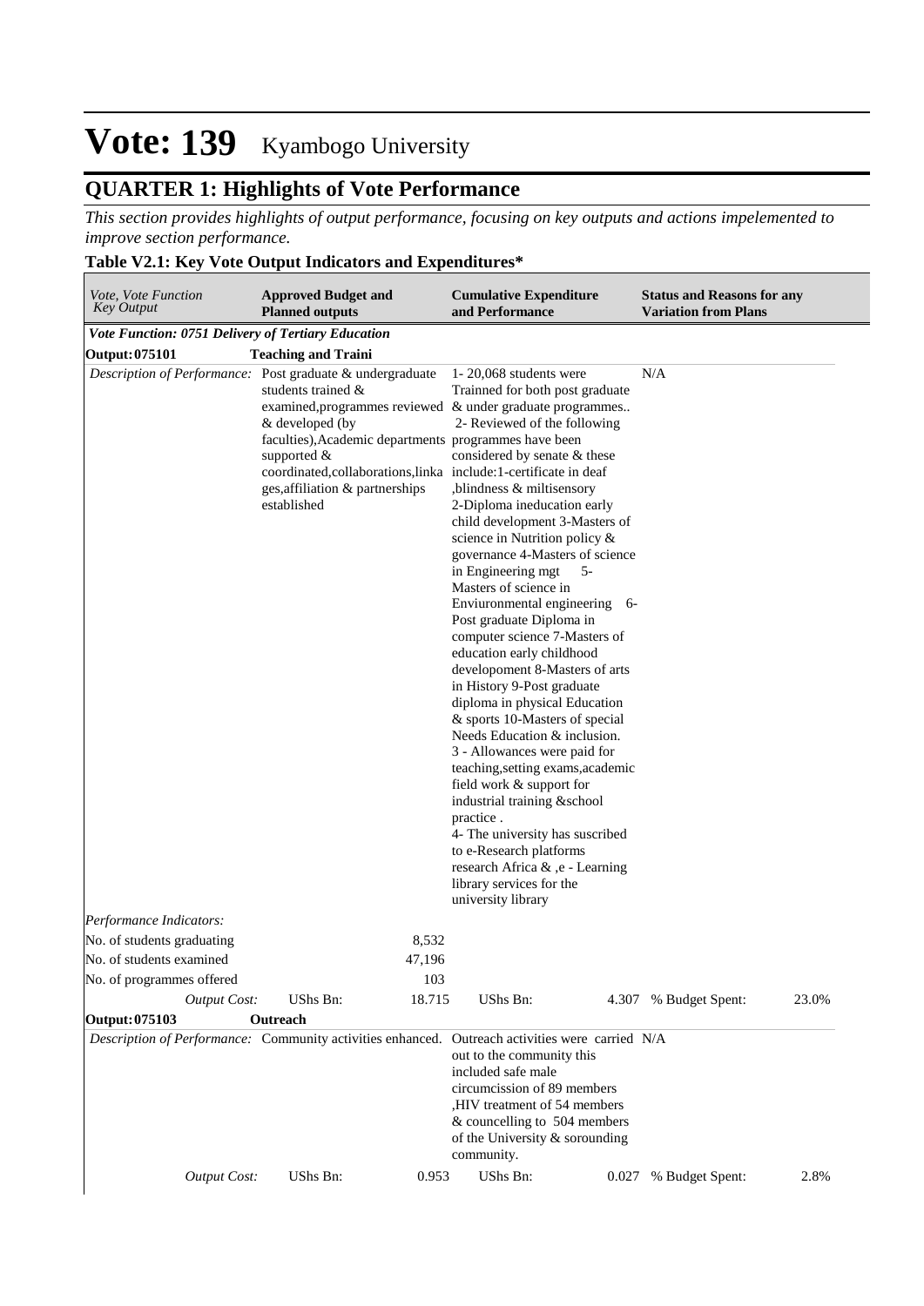# Vote: 139 Kyambogo University

## QUARTER 1: Highlights of Vote Performance

*This section provides highlights of output performance, focusing on key outputs and actions impelemented to improve section performance.*

**Table V2.1: Key Vote Output Indicators and Expenditures\***

| *Vote, Vote Function Key Output* | **Approved Budget and Planned outputs** | | **Cumulative Expenditure and Performance** | | **Status and Reasons for any Variation from Plans** | |
|---|---|---|---|---|---|---|
| ***Vote Function: 0751 Delivery of Tertiary Education*** | | | | | | |
| **Output: 075101** | **Teaching and Traini** | | | | | |
| *Description of Performance:* | Post graduate & undergraduate students trained & examined,programmes reviewed & developed (by faculties),Academic departments supported & coordinated,collaborations,linkages,affiliation & partnerships established | | 1- 20,068 students were Trainned for both post graduate & under graduate programmes.. 2- Reviewed of the following programmes have been considered by senate & these include:1-certificate in deaf ,blindness & miltisensory 2-Diploma ineducation early child development 3-Masters of science in Nutrition policy & governance 4-Masters of science in Engineering mgt 5- Masters of science in Enviuronmental engineering 6- Post graduate Diploma in computer science 7-Masters of education early childhood developoment 8-Masters of arts in History 9-Post graduate diploma in physical Education & sports 10-Masters of special Needs Education & inclusion. 3 - Allowances were paid for teaching,setting exams,academic field work & support for industrial training &school practice . 4- The university has suscribed to e-Research platforms research Africa & ,e - Learning library services for the university library | | N/A | |
| *Performance Indicators:* | | | | | | |
| No. of students graduating | | 8,532 | | | | |
| No. of students examined | | 47,196 | | | | |
| No. of programmes offered | | 103 | | | | |
| *Output Cost:* | UShs Bn: | 18.715 | UShs Bn: | 4.307 | % Budget Spent: | 23.0% |
| **Output: 075103** | **Outreach** | | | | | |
| *Description of Performance:* | Community activities enhanced. | | Outreach activities were carried out to the community this included safe male circumcission of 89 members ,HIV treatment of 54 members & councelling to 504 members of the University & sorounding community. | | N/A | |
| *Output Cost:* | UShs Bn: | 0.953 | UShs Bn: | 0.027 | % Budget Spent: | 2.8% |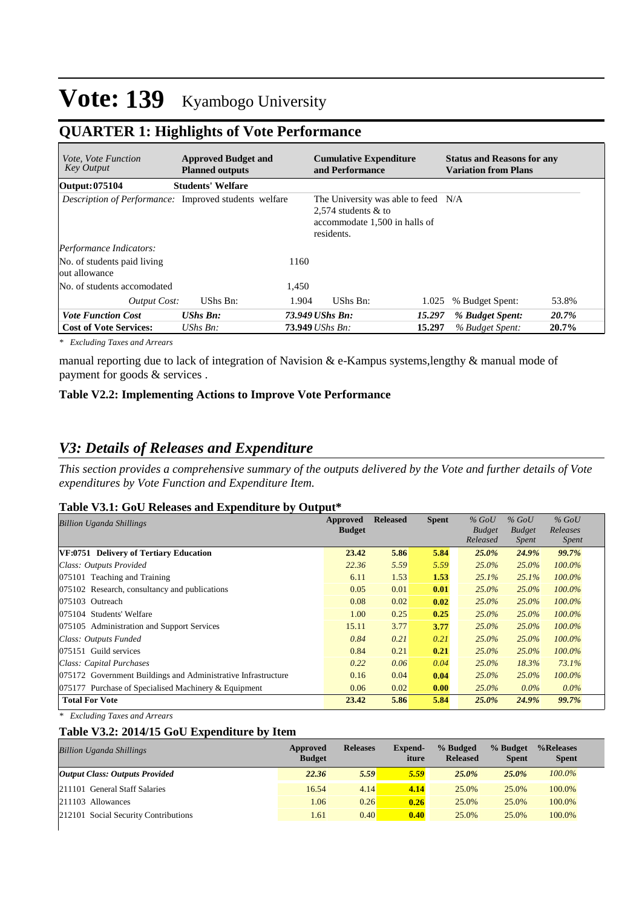# Vote: 139 Kyambogo University

## QUARTER 1: Highlights of Vote Performance

| *Vote, Vote Function Key Output* | **Approved Budget and Planned outputs** | | **Cumulative Expenditure and Performance** | | **Status and Reasons for any Variation from Plans** | |
|---|---|---|---|---|---|---|
| **Output: 075104** | **Students' Welfare** | | | | | |
| *Description of Performance:* | Improved students welfare | | The University was able to feed 2,574 students & to accommodate 1,500 in halls of residents. | | N/A | |
| *Performance Indicators:* | | | | | | |
| No. of students paid living out allowance | | 1160 | | | | |
| No. of students accomodated | | 1,450 | | | | |
| *Output Cost:* | UShs Bn: | 1.904 | UShs Bn: | 1.025 | % Budget Spent: | 53.8% |
| ***Vote Function Cost*** | ***UShs Bn:*** | ***73.949*** | ***UShs Bn:*** | ***15.297*** | ***% Budget Spent:*** | ***20.7%*** |
| **Cost of Vote Services:** | *UShs Bn:* | **73.949** | *UShs Bn:* | **15.297** | *% Budget Spent:* | **20.7%** |

*\* Excluding Taxes and Arrears*

manual reporting due to lack of integration of Navision & e-Kampus systems,lengthy & manual mode of payment for goods & services .

**Table V2.2: Implementing Actions to Improve Vote Performance**

## *V3: Details of Releases and Expenditure*

*This section provides a comprehensive summary of the outputs delivered by the Vote and further details of Vote expenditures by Vote Function and Expenditure Item.*

**Table V3.1: GoU Releases and Expenditure by Output\***

| *Billion Uganda Shillings* | **Approved Budget** | **Released** | **Spent** | *% GoU Budget Released* | *% GoU Budget Spent* | *% GoU Releases Spent* |
|---|---|---|---|---|---|---|
| **VF:0751 Delivery of Tertiary Education** | **23.42** | **5.86** | **5.84** | ***25.0%*** | ***24.9%*** | ***99.7%*** |
| *Class: Outputs Provided* | *22.36* | *5.59* | *5.59* | *25.0%* | *25.0%* | *100.0%* |
| 075101 Teaching and Training | 6.11 | 1.53 | **1.53** | *25.1%* | *25.1%* | *100.0%* |
| 075102 Research, consultancy and publications | 0.05 | 0.01 | **0.01** | *25.0%* | *25.0%* | *100.0%* |
| 075103 Outreach | 0.08 | 0.02 | **0.02** | *25.0%* | *25.0%* | *100.0%* |
| 075104 Students' Welfare | 1.00 | 0.25 | **0.25** | *25.0%* | *25.0%* | *100.0%* |
| 075105 Administration and Support Services | 15.11 | 3.77 | **3.77** | *25.0%* | *25.0%* | *100.0%* |
| *Class: Outputs Funded* | *0.84* | *0.21* | *0.21* | *25.0%* | *25.0%* | *100.0%* |
| 075151 Guild services | 0.84 | 0.21 | **0.21** | *25.0%* | *25.0%* | *100.0%* |
| *Class: Capital Purchases* | *0.22* | *0.06* | *0.04* | *25.0%* | *18.3%* | *73.1%* |
| 075172 Government Buildings and Administrative Infrastructure | 0.16 | 0.04 | **0.04** | *25.0%* | *25.0%* | *100.0%* |
| 075177 Purchase of Specialised Machinery & Equipment | 0.06 | 0.02 | **0.00** | *25.0%* | *0.0%* | *0.0%* |
| **Total For Vote** | **23.42** | **5.86** | **5.84** | ***25.0%*** | ***24.9%*** | ***99.7%*** |

*\* Excluding Taxes and Arrears*

**Table V3.2: 2014/15 GoU Expenditure by Item**

| *Billion Uganda Shillings* | **Approved Budget** | **Releases** | **Expend-iture** | **% Budged Released** | **% Budget Spent** | **%Releases Spent** |
|---|---|---|---|---|---|---|
| ***Output Class: Outputs Provided*** | ***22.36*** | ***5.59*** | ***5.59*** | ***25.0%*** | ***25.0%*** | *100.0%* |
| 211101 General Staff Salaries | 16.54 | 4.14 | **4.14** | 25.0% | 25.0% | 100.0% |
| 211103 Allowances | 1.06 | 0.26 | **0.26** | 25.0% | 25.0% | 100.0% |
| 212101 Social Security Contributions | 1.61 | 0.40 | **0.40** | 25.0% | 25.0% | 100.0% |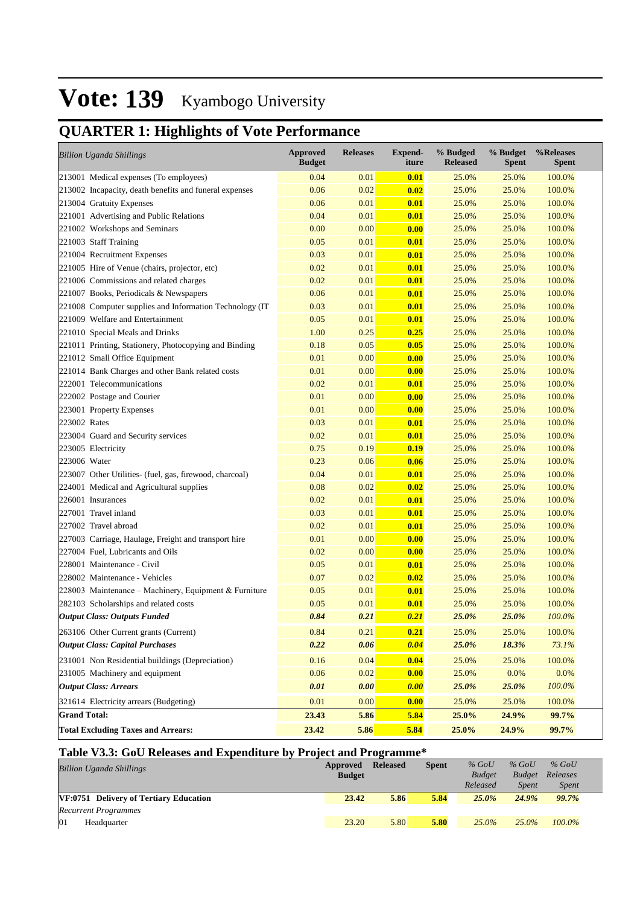# Vote: 139 Kyambogo University

## QUARTER 1: Highlights of Vote Performance

| *Billion Uganda Shillings* | Approved Budget | Releases | Expend-iture | % Budged Released | % Budget Spent | %Releases Spent |
|---|---|---|---|---|---|---|
| 213001 Medical expenses (To employees) | 0.04 | 0.01 | **0.01** | 25.0% | 25.0% | 100.0% |
| 213002 Incapacity, death benefits and funeral expenses | 0.06 | 0.02 | **0.02** | 25.0% | 25.0% | 100.0% |
| 213004 Gratuity Expenses | 0.06 | 0.01 | **0.01** | 25.0% | 25.0% | 100.0% |
| 221001 Advertising and Public Relations | 0.04 | 0.01 | **0.01** | 25.0% | 25.0% | 100.0% |
| 221002 Workshops and Seminars | 0.00 | 0.00 | **0.00** | 25.0% | 25.0% | 100.0% |
| 221003 Staff Training | 0.05 | 0.01 | **0.01** | 25.0% | 25.0% | 100.0% |
| 221004 Recruitment Expenses | 0.03 | 0.01 | **0.01** | 25.0% | 25.0% | 100.0% |
| 221005 Hire of Venue (chairs, projector, etc) | 0.02 | 0.01 | **0.01** | 25.0% | 25.0% | 100.0% |
| 221006 Commissions and related charges | 0.02 | 0.01 | **0.01** | 25.0% | 25.0% | 100.0% |
| 221007 Books, Periodicals & Newspapers | 0.06 | 0.01 | **0.01** | 25.0% | 25.0% | 100.0% |
| 221008 Computer supplies and Information Technology (IT | 0.03 | 0.01 | **0.01** | 25.0% | 25.0% | 100.0% |
| 221009 Welfare and Entertainment | 0.05 | 0.01 | **0.01** | 25.0% | 25.0% | 100.0% |
| 221010 Special Meals and Drinks | 1.00 | 0.25 | **0.25** | 25.0% | 25.0% | 100.0% |
| 221011 Printing, Stationery, Photocopying and Binding | 0.18 | 0.05 | **0.05** | 25.0% | 25.0% | 100.0% |
| 221012 Small Office Equipment | 0.01 | 0.00 | **0.00** | 25.0% | 25.0% | 100.0% |
| 221014 Bank Charges and other Bank related costs | 0.01 | 0.00 | **0.00** | 25.0% | 25.0% | 100.0% |
| 222001 Telecommunications | 0.02 | 0.01 | **0.01** | 25.0% | 25.0% | 100.0% |
| 222002 Postage and Courier | 0.01 | 0.00 | **0.00** | 25.0% | 25.0% | 100.0% |
| 223001 Property Expenses | 0.01 | 0.00 | **0.00** | 25.0% | 25.0% | 100.0% |
| 223002 Rates | 0.03 | 0.01 | **0.01** | 25.0% | 25.0% | 100.0% |
| 223004 Guard and Security services | 0.02 | 0.01 | **0.01** | 25.0% | 25.0% | 100.0% |
| 223005 Electricity | 0.75 | 0.19 | **0.19** | 25.0% | 25.0% | 100.0% |
| 223006 Water | 0.23 | 0.06 | **0.06** | 25.0% | 25.0% | 100.0% |
| 223007 Other Utilities- (fuel, gas, firewood, charcoal) | 0.04 | 0.01 | **0.01** | 25.0% | 25.0% | 100.0% |
| 224001 Medical and Agricultural supplies | 0.08 | 0.02 | **0.02** | 25.0% | 25.0% | 100.0% |
| 226001 Insurances | 0.02 | 0.01 | **0.01** | 25.0% | 25.0% | 100.0% |
| 227001 Travel inland | 0.03 | 0.01 | **0.01** | 25.0% | 25.0% | 100.0% |
| 227002 Travel abroad | 0.02 | 0.01 | **0.01** | 25.0% | 25.0% | 100.0% |
| 227003 Carriage, Haulage, Freight and transport hire | 0.01 | 0.00 | **0.00** | 25.0% | 25.0% | 100.0% |
| 227004 Fuel, Lubricants and Oils | 0.02 | 0.00 | **0.00** | 25.0% | 25.0% | 100.0% |
| 228001 Maintenance - Civil | 0.05 | 0.01 | **0.01** | 25.0% | 25.0% | 100.0% |
| 228002 Maintenance - Vehicles | 0.07 | 0.02 | **0.02** | 25.0% | 25.0% | 100.0% |
| 228003 Maintenance – Machinery, Equipment & Furniture | 0.05 | 0.01 | **0.01** | 25.0% | 25.0% | 100.0% |
| 282103 Scholarships and related costs | 0.05 | 0.01 | **0.01** | 25.0% | 25.0% | 100.0% |
| ***Output Class: Outputs Funded*** | ***0.84*** | ***0.21*** | ***0.21*** | ***25.0%*** | ***25.0%*** | *100.0%* |
| 263106 Other Current grants (Current) | 0.84 | 0.21 | **0.21** | 25.0% | 25.0% | 100.0% |
| ***Output Class: Capital Purchases*** | ***0.22*** | ***0.06*** | ***0.04*** | ***25.0%*** | ***18.3%*** | *73.1%* |
| 231001 Non Residential buildings (Depreciation) | 0.16 | 0.04 | **0.04** | 25.0% | 25.0% | 100.0% |
| 231005 Machinery and equipment | 0.06 | 0.02 | **0.00** | 25.0% | 0.0% | 0.0% |
| ***Output Class: Arrears*** | ***0.01*** | ***0.00*** | ***0.00*** | ***25.0%*** | ***25.0%*** | *100.0%* |
| 321614 Electricity arrears (Budgeting) | 0.01 | 0.00 | **0.00** | 25.0% | 25.0% | 100.0% |
| **Grand Total:** | **23.43** | **5.86** | **5.84** | **25.0%** | **24.9%** | **99.7%** |
| **Total Excluding Taxes and Arrears:** | **23.42** | **5.86** | **5.84** | **25.0%** | **24.9%** | **99.7%** |

### Table V3.3: GoU Releases and Expenditure by Project and Programme*

| *Billion Uganda Shillings* | Approved Budget | Released | Spent | *% GoU Budget Released* | *% GoU Budget Spent* | *% GoU Releases Spent* |
|---|---|---|---|---|---|---|
| **VF:0751 Delivery of Tertiary Education** | **23.42** | **5.86** | **5.84** | ***25.0%*** | ***24.9%*** | ***99.7%*** |
| *Recurrent Programmes* | | | | | | |
| 01 Headquarter | 23.20 | 5.80 | **5.80** | *25.0%* | *25.0%* | *100.0%* |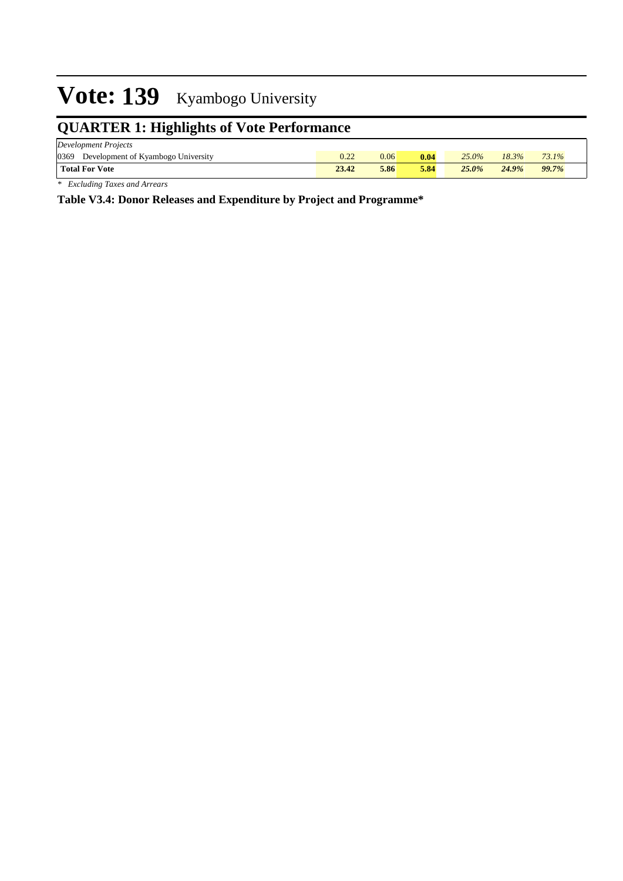# Vote: 139 Kyambogo University

## QUARTER 1: Highlights of Vote Performance

| | | | | | | |
|---|---|---|---|---|---|---|
| *Development Projects* | | | | | | |
| 0369 Development of Kyambogo University | 0.22 | 0.06 | **0.04** | *25.0%* | *18.3%* | *73.1%* |
| **Total For Vote** | **23.42** | **5.86** | **5.84** | ***25.0%*** | ***24.9%*** | ***99.7%*** |

*\* Excluding Taxes and Arrears*

**Table V3.4: Donor Releases and Expenditure by Project and Programme***